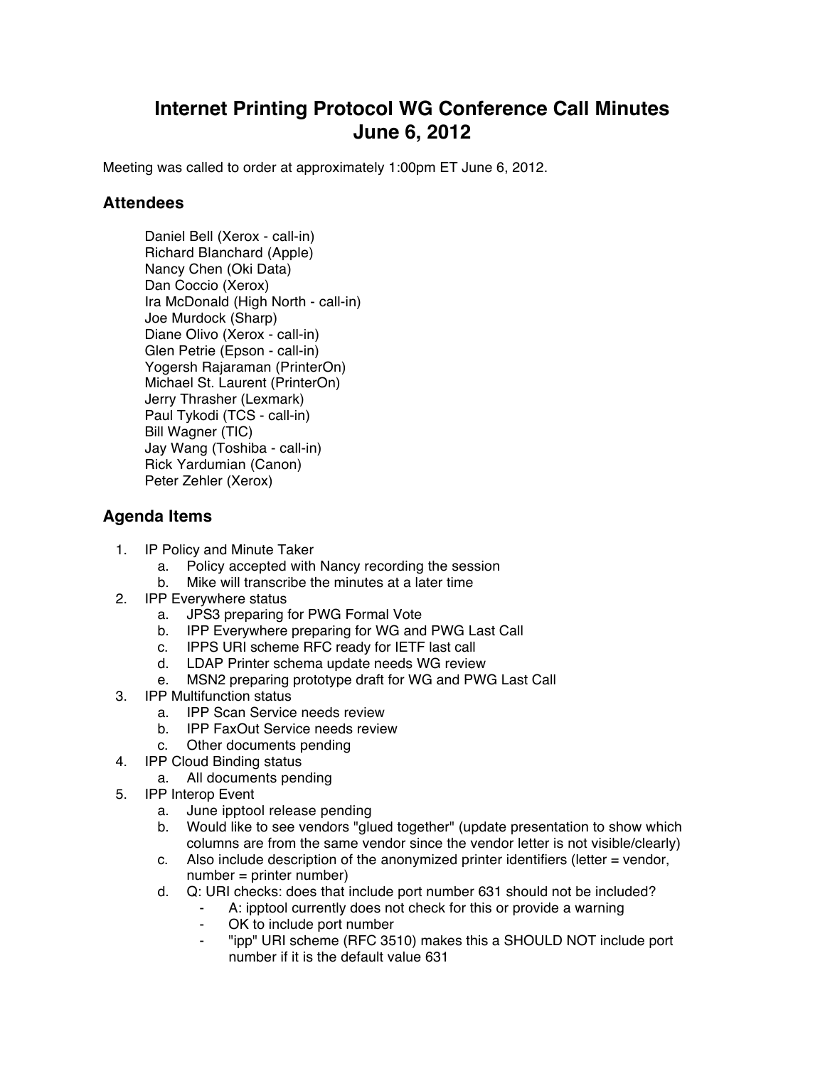# Internet Printing Protocol WG Conference Call Minutes
# June 6, 2012

Meeting was called to order at approximately 1:00pm ET June 6, 2012.

## Attendees

Daniel Bell (Xerox - call-in)
Richard Blanchard (Apple)
Nancy Chen (Oki Data)
Dan Coccio (Xerox)
Ira McDonald (High North - call-in)
Joe Murdock (Sharp)
Diane Olivo (Xerox - call-in)
Glen Petrie (Epson - call-in)
Yogersh Rajaraman (PrinterOn)
Michael St. Laurent (PrinterOn)
Jerry Thrasher (Lexmark)
Paul Tykodi (TCS - call-in)
Bill Wagner (TIC)
Jay Wang (Toshiba - call-in)
Rick Yardumian (Canon)
Peter Zehler (Xerox)

## Agenda Items

1. IP Policy and Minute Taker
   a. Policy accepted with Nancy recording the session
   b. Mike will transcribe the minutes at a later time
2. IPP Everywhere status
   a. JPS3 preparing for PWG Formal Vote
   b. IPP Everywhere preparing for WG and PWG Last Call
   c. IPPS URI scheme RFC ready for IETF last call
   d. LDAP Printer schema update needs WG review
   e. MSN2 preparing prototype draft for WG and PWG Last Call
3. IPP Multifunction status
   a. IPP Scan Service needs review
   b. IPP FaxOut Service needs review
   c. Other documents pending
4. IPP Cloud Binding status
   a. All documents pending
5. IPP Interop Event
   a. June ipptool release pending
   b. Would like to see vendors "glued together" (update presentation to show which columns are from the same vendor since the vendor letter is not visible/clearly)
   c. Also include description of the anonymized printer identifiers (letter = vendor, number = printer number)
   d. Q: URI checks: does that include port number 631 should not be included?
      - A: ipptool currently does not check for this or provide a warning
      - OK to include port number
      - "ipp" URI scheme (RFC 3510) makes this a SHOULD NOT include port number if it is the default value 631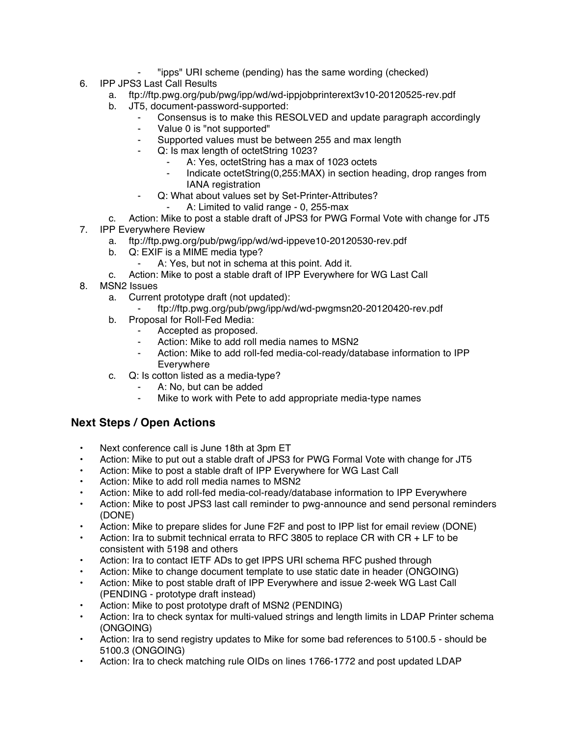- "ipps" URI scheme (pending) has the same wording (checked)

6. IPP JPS3 Last Call Results
    a. ftp://ftp.pwg.org/pub/pwg/ipp/wd/wd-ippjobprinterext3v10-20120525-rev.pdf
    b. JT5, document-password-supported:
        - Consensus is to make this RESOLVED and update paragraph accordingly
        - Value 0 is "not supported"
        - Supported values must be between 255 and max length
        - Q: Is max length of octetString 1023?
            - A: Yes, octetString has a max of 1023 octets
            - Indicate octetString(0,255:MAX) in section heading, drop ranges from IANA registration
        - Q: What about values set by Set-Printer-Attributes?
            - A: Limited to valid range - 0, 255-max
    c. Action: Mike to post a stable draft of JPS3 for PWG Formal Vote with change for JT5
7. IPP Everywhere Review
    a. ftp://ftp.pwg.org/pub/pwg/ipp/wd/wd-ippeve10-20120530-rev.pdf
    b. Q: EXIF is a MIME media type?
        - A: Yes, but not in schema at this point. Add it.
    c. Action: Mike to post a stable draft of IPP Everywhere for WG Last Call
8. MSN2 Issues
    a. Current prototype draft (not updated):
        - ftp://ftp.pwg.org/pub/pwg/ipp/wd/wd-pwgmsn20-20120420-rev.pdf
    b. Proposal for Roll-Fed Media:
        - Accepted as proposed.
        - Action: Mike to add roll media names to MSN2
        - Action: Mike to add roll-fed media-col-ready/database information to IPP Everywhere
    c. Q: Is cotton listed as a media-type?
        - A: No, but can be added
        - Mike to work with Pete to add appropriate media-type names

## Next Steps / Open Actions

- Next conference call is June 18th at 3pm ET
- Action: Mike to put out a stable draft of JPS3 for PWG Formal Vote with change for JT5
- Action: Mike to post a stable draft of IPP Everywhere for WG Last Call
- Action: Mike to add roll media names to MSN2
- Action: Mike to add roll-fed media-col-ready/database information to IPP Everywhere
- Action: Mike to post JPS3 last call reminder to pwg-announce and send personal reminders (DONE)
- Action: Mike to prepare slides for June F2F and post to IPP list for email review (DONE)
- Action: Ira to submit technical errata to RFC 3805 to replace CR with CR + LF to be consistent with 5198 and others
- Action: Ira to contact IETF ADs to get IPPS URI schema RFC pushed through
- Action: Mike to change document template to use static date in header (ONGOING)
- Action: Mike to post stable draft of IPP Everywhere and issue 2-week WG Last Call (PENDING - prototype draft instead)
- Action: Mike to post prototype draft of MSN2 (PENDING)
- Action: Ira to check syntax for multi-valued strings and length limits in LDAP Printer schema (ONGOING)
- Action: Ira to send registry updates to Mike for some bad references to 5100.5 - should be 5100.3 (ONGOING)
- Action: Ira to check matching rule OIDs on lines 1766-1772 and post updated LDAP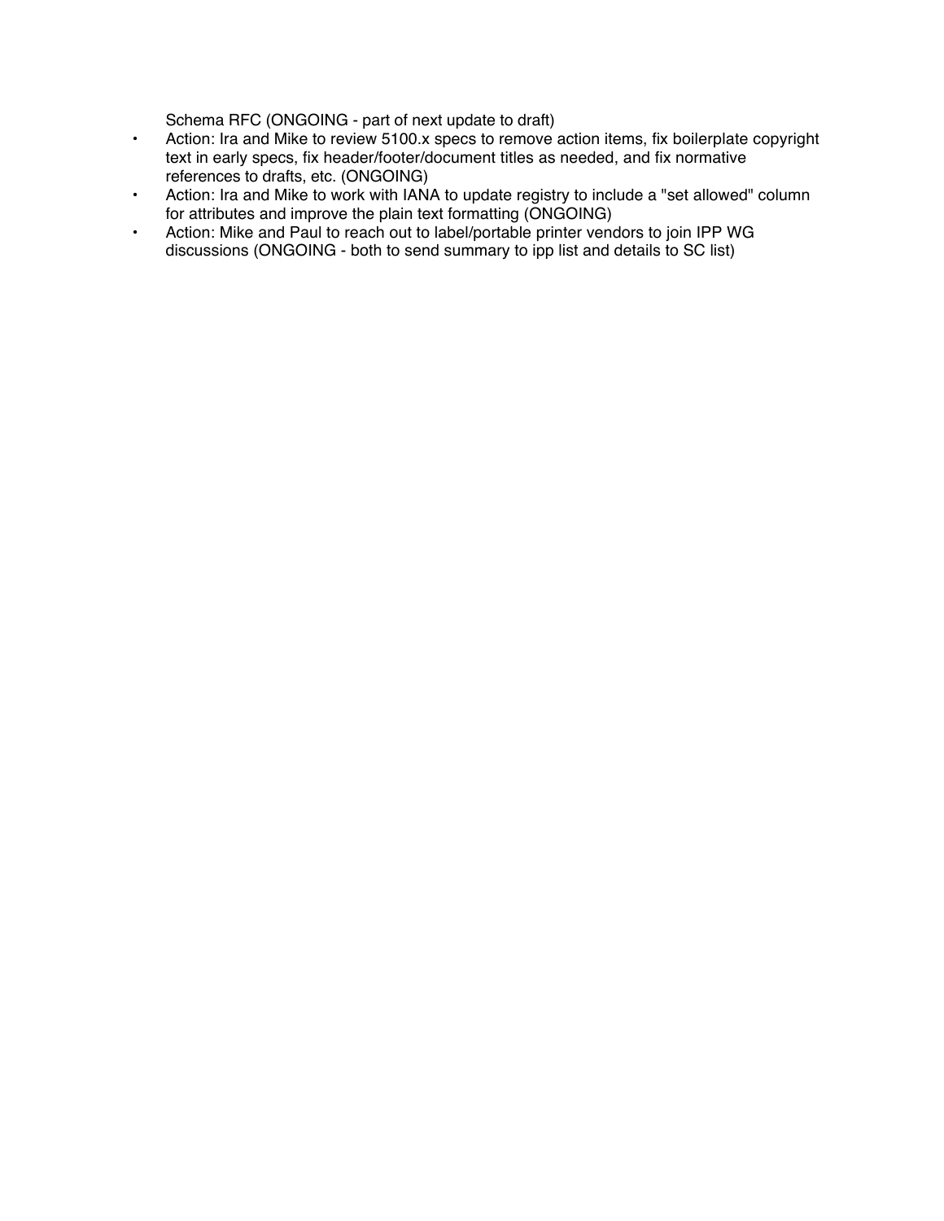Schema RFC (ONGOING - part of next update to draft)

- Action: Ira and Mike to review 5100.x specs to remove action items, fix boilerplate copyright text in early specs, fix header/footer/document titles as needed, and fix normative references to drafts, etc. (ONGOING)
- Action: Ira and Mike to work with IANA to update registry to include a "set allowed" column for attributes and improve the plain text formatting (ONGOING)
- Action: Mike and Paul to reach out to label/portable printer vendors to join IPP WG discussions (ONGOING - both to send summary to ipp list and details to SC list)